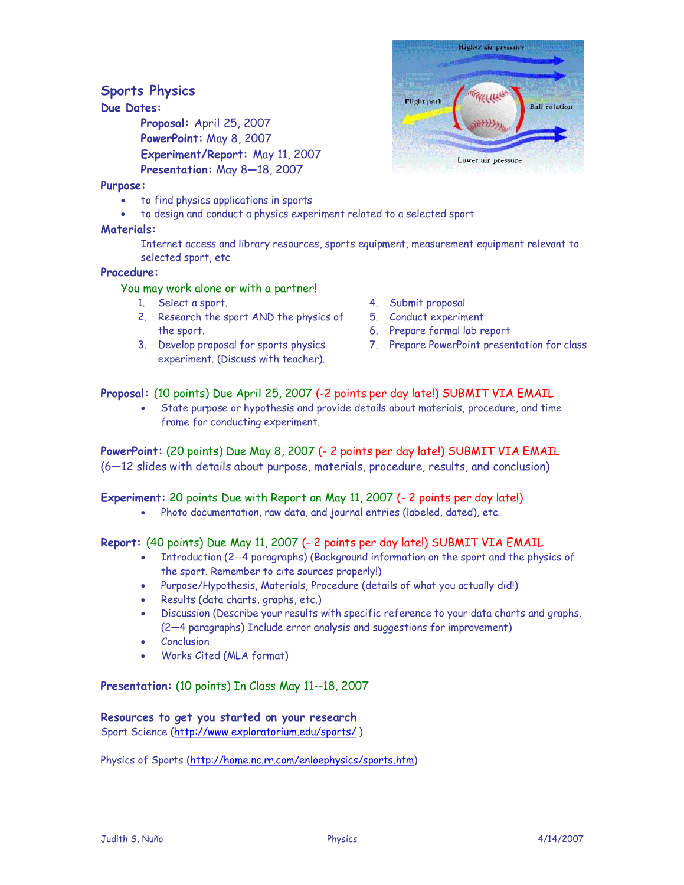## Sports Physics

**Due Dates:**

**Proposal:** April 25, 2007
**PowerPoint:** May 8, 2007
**Experiment/Report:** May 11, 2007
**Presentation:** May 8—18, 2007

**Purpose:**

- to find physics applications in sports
- to design and conduct a physics experiment related to a selected sport

**Materials:**

Internet access and library resources, sports equipment, measurement equipment relevant to selected sport, etc

**Procedure:**

You may work alone or with a partner!

1. Select a sport.
2. Research the sport AND the physics of the sport.
3. Develop proposal for sports physics experiment. (Discuss with teacher).
4. Submit proposal
5. Conduct experiment
6. Prepare formal lab report
7. Prepare PowerPoint presentation for class

**Proposal:** (10 points) Due April 25, 2007 (-2 points per day late!) SUBMIT VIA EMAIL

- State purpose or hypothesis and provide details about materials, procedure, and time frame for conducting experiment.

**PowerPoint:** (20 points) Due May 8, 2007 (- 2 points per day late!) SUBMIT VIA EMAIL
(6—12 slides with details about purpose, materials, procedure, results, and conclusion)

**Experiment:** 20 points Due with Report on May 11, 2007 (- 2 points per day late!)

- Photo documentation, raw data, and journal entries (labeled, dated), etc.

**Report:** (40 points) Due May 11, 2007 (- 2 points per day late!) SUBMIT VIA EMAIL

- Introduction (2--4 paragraphs) (Background information on the sport and the physics of the sport. Remember to cite sources properly!)
- Purpose/Hypothesis, Materials, Procedure (details of what you actually did!)
- Results (data charts, graphs, etc.)
- Discussion (Describe your results with specific reference to your data charts and graphs. (2—4 paragraphs) Include error analysis and suggestions for improvement)
- Conclusion
- Works Cited (MLA format)

**Presentation:** (10 points) In Class May 11--18, 2007

**Resources to get you started on your research**

Sport Science (http://www.exploratorium.edu/sports/ )

Physics of Sports (http://home.nc.rr.com/enloephysics/sports.htm)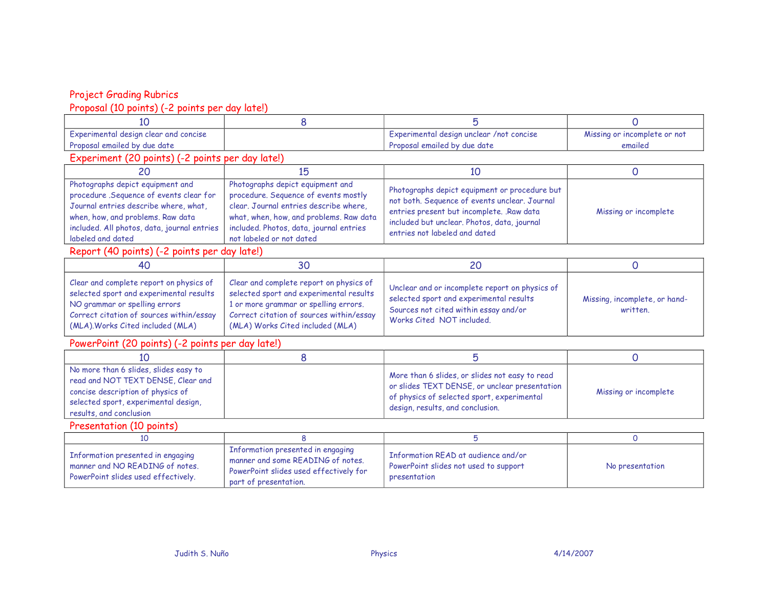# Project Grading Rubrics

## Proposal (10 points) (-2 points per day late!)

| 10 | 8 | 5 | 0 |
|---|---|---|---|
| Experimental design clear and concise<br>Proposal emailed by due date | | Experimental design unclear /not concise<br>Proposal emailed by due date | Missing or incomplete or not emailed |

## Experiment (20 points) (-2 points per day late!)

| 20 | 15 | 10 | 0 |
|---|---|---|---|
| Photographs depict equipment and procedure .Sequence of events clear for Journal entries describe where, what, when, how, and problems. Raw data included. All photos, data, journal entries labeled and dated | Photographs depict equipment and procedure. Sequence of events mostly clear. Journal entries describe where, what, when, how, and problems. Raw data included. Photos, data, journal entries not labeled or not dated | Photographs depict equipment or procedure but not both. Sequence of events unclear. Journal entries present but incomplete. .Raw data included but unclear. Photos, data, journal entries not labeled and dated | Missing or incomplete |

## Report (40 points) (-2 points per day late!)

| 40 | 30 | 20 | 0 |
|---|---|---|---|
| Clear and complete report on physics of selected sport and experimental results<br>NO grammar or spelling errors<br>Correct citation of sources within/essay (MLA).Works Cited included (MLA) | Clear and complete report on physics of selected sport and experimental results<br>1 or more grammar or spelling errors.<br>Correct citation of sources within/essay (MLA) Works Cited included (MLA) | Unclear and or incomplete report on physics of selected sport and experimental results<br>Sources not cited within essay and/or Works Cited NOT included. | Missing, incomplete, or hand-written. |

## PowerPoint (20 points) (-2 points per day late!)

| 10 | 8 | 5 | 0 |
|---|---|---|---|
| No more than 6 slides, slides easy to read and NOT TEXT DENSE, Clear and concise description of physics of selected sport, experimental design, results, and conclusion | | More than 6 slides, or slides not easy to read or slides TEXT DENSE, or unclear presentation of physics of selected sport, experimental design, results, and conclusion. | Missing or incomplete |

## Presentation (10 points)

| 10 | 8 | 5 | 0 |
|---|---|---|---|
| Information presented in engaging manner and NO READING of notes. PowerPoint slides used effectively. | Information presented in engaging manner and some READING of notes. PowerPoint slides used effectively for part of presentation. | Information READ at audience and/or PowerPoint slides not used to support presentation | No presentation |

Judith S. Nuño Physics 4/14/2007